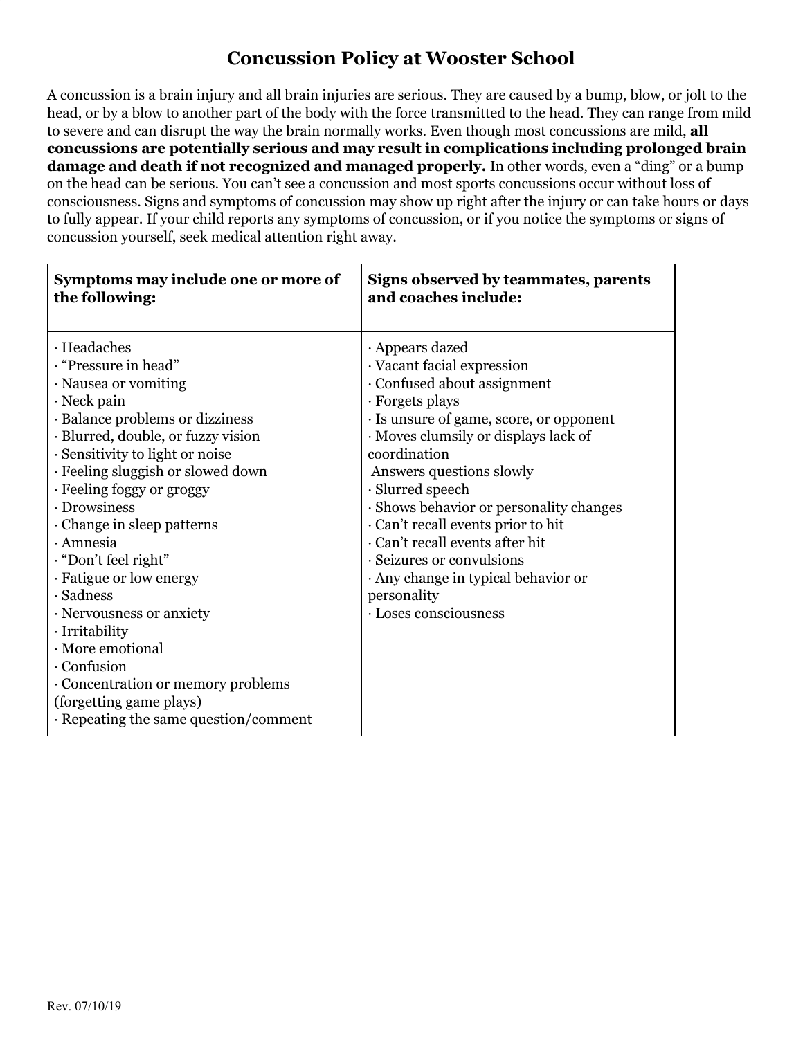# Concussion Policy at Wooster School

A concussion is a brain injury and all brain injuries are serious. They are caused by a bump, blow, or jolt to the head, or by a blow to another part of the body with the force transmitted to the head. They can range from mild to severe and can disrupt the way the brain normally works. Even though most concussions are mild, **all concussions are potentially serious and may result in complications including prolonged brain damage and death if not recognized and managed properly.** In other words, even a "ding" or a bump on the head can be serious. You can't see a concussion and most sports concussions occur without loss of consciousness. Signs and symptoms of concussion may show up right after the injury or can take hours or days to fully appear. If your child reports any symptoms of concussion, or if you notice the symptoms or signs of concussion yourself, seek medical attention right away.

| **Symptoms may include one or more of the following:** | **Signs observed by teammates, parents and coaches include:** |
|---|---|
| · Headaches<br>· "Pressure in head"<br>· Nausea or vomiting<br>· Neck pain<br>· Balance problems or dizziness<br>· Blurred, double, or fuzzy vision<br>· Sensitivity to light or noise<br>· Feeling sluggish or slowed down<br>· Feeling foggy or groggy<br>· Drowsiness<br>· Change in sleep patterns<br>· Amnesia<br>· "Don't feel right"<br>· Fatigue or low energy<br>· Sadness<br>· Nervousness or anxiety<br>· Irritability<br>· More emotional<br>· Confusion<br>· Concentration or memory problems (forgetting game plays)<br>· Repeating the same question/comment | · Appears dazed<br>· Vacant facial expression<br>· Confused about assignment<br>· Forgets plays<br>· Is unsure of game, score, or opponent<br>· Moves clumsily or displays lack of coordination<br>Answers questions slowly<br>· Slurred speech<br>· Shows behavior or personality changes<br>· Can't recall events prior to hit<br>· Can't recall events after hit<br>· Seizures or convulsions<br>· Any change in typical behavior or personality<br>· Loses consciousness |

Rev. 07/10/19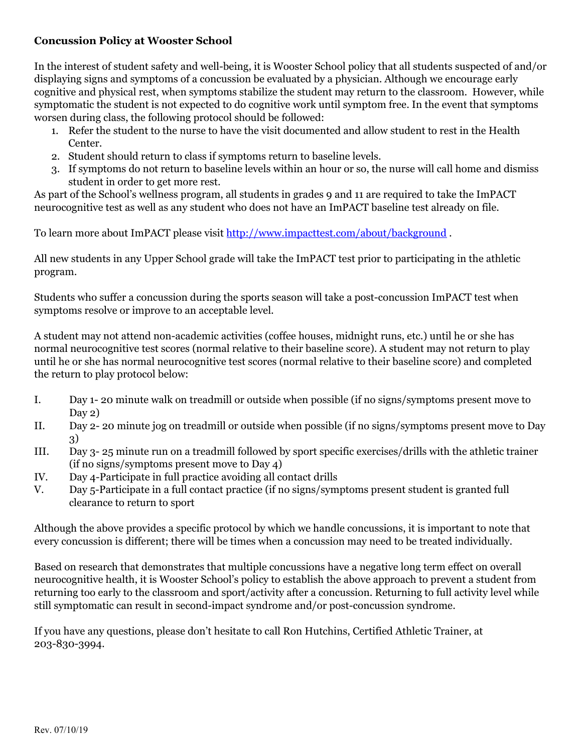**Concussion Policy at Wooster School**

In the interest of student safety and well-being, it is Wooster School policy that all students suspected of and/or displaying signs and symptoms of a concussion be evaluated by a physician. Although we encourage early cognitive and physical rest, when symptoms stabilize the student may return to the classroom. However, while symptomatic the student is not expected to do cognitive work until symptom free. In the event that symptoms worsen during class, the following protocol should be followed:

1. Refer the student to the nurse to have the visit documented and allow student to rest in the Health Center.
2. Student should return to class if symptoms return to baseline levels.
3. If symptoms do not return to baseline levels within an hour or so, the nurse will call home and dismiss student in order to get more rest.

As part of the School's wellness program, all students in grades 9 and 11 are required to take the ImPACT neurocognitive test as well as any student who does not have an ImPACT baseline test already on file.

To learn more about ImPACT please visit http://www.impacttest.com/about/background .

All new students in any Upper School grade will take the ImPACT test prior to participating in the athletic program.

Students who suffer a concussion during the sports season will take a post-concussion ImPACT test when symptoms resolve or improve to an acceptable level.

A student may not attend non-academic activities (coffee houses, midnight runs, etc.) until he or she has normal neurocognitive test scores (normal relative to their baseline score). A student may not return to play until he or she has normal neurocognitive test scores (normal relative to their baseline score) and completed the return to play protocol below:

I. Day 1- 20 minute walk on treadmill or outside when possible (if no signs/symptoms present move to Day 2)
II. Day 2- 20 minute jog on treadmill or outside when possible (if no signs/symptoms present move to Day 3)
III. Day 3- 25 minute run on a treadmill followed by sport specific exercises/drills with the athletic trainer (if no signs/symptoms present move to Day 4)
IV. Day 4-Participate in full practice avoiding all contact drills
V. Day 5-Participate in a full contact practice (if no signs/symptoms present student is granted full clearance to return to sport

Although the above provides a specific protocol by which we handle concussions, it is important to note that every concussion is different; there will be times when a concussion may need to be treated individually.

Based on research that demonstrates that multiple concussions have a negative long term effect on overall neurocognitive health, it is Wooster School's policy to establish the above approach to prevent a student from returning too early to the classroom and sport/activity after a concussion. Returning to full activity level while still symptomatic can result in second-impact syndrome and/or post-concussion syndrome.

If you have any questions, please don't hesitate to call Ron Hutchins, Certified Athletic Trainer, at 203-830-3994.

Rev. 07/10/19